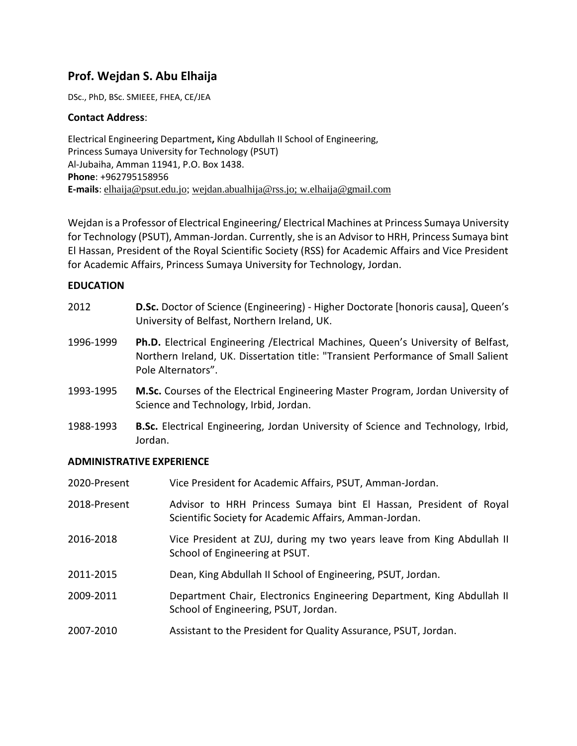# Prof. Wejdan S. Abu Elhaija

DSc., PhD, BSc. SMIEEE, FHEA, CE/JEA

**Contact Address**:

Electrical Engineering Department**,** King Abdullah II School of Engineering,
Princess Sumaya University for Technology (PSUT)
Al-Jubaiha, Amman 11941, P.O. Box 1438.
**Phone**: +962795158956
**E-mails**: elhaija@psut.edu.jo; wejdan.abualhija@rss.jo; w.elhaija@gmail.com

Wejdan is a Professor of Electrical Engineering/ Electrical Machines at Princess Sumaya University for Technology (PSUT), Amman-Jordan. Currently, she is an Advisor to HRH, Princess Sumaya bint El Hassan, President of the Royal Scientific Society (RSS) for Academic Affairs and Vice President for Academic Affairs, Princess Sumaya University for Technology, Jordan.

## EDUCATION

| | |
|---|---|
| 2012 | **D.Sc.** Doctor of Science (Engineering) - Higher Doctorate [honoris causa], Queen's University of Belfast, Northern Ireland, UK. |
| 1996-1999 | **Ph.D.** Electrical Engineering /Electrical Machines, Queen's University of Belfast, Northern Ireland, UK. Dissertation title: "Transient Performance of Small Salient Pole Alternators". |
| 1993-1995 | **M.Sc.** Courses of the Electrical Engineering Master Program, Jordan University of Science and Technology, Irbid, Jordan. |
| 1988-1993 | **B.Sc.** Electrical Engineering, Jordan University of Science and Technology, Irbid, Jordan. |

## ADMINISTRATIVE EXPERIENCE

| | |
|---|---|
| 2020-Present | Vice President for Academic Affairs, PSUT, Amman-Jordan. |
| 2018-Present | Advisor to HRH Princess Sumaya bint El Hassan, President of Royal Scientific Society for Academic Affairs, Amman-Jordan. |
| 2016-2018 | Vice President at ZUJ, during my two years leave from King Abdullah II School of Engineering at PSUT. |
| 2011-2015 | Dean, King Abdullah II School of Engineering, PSUT, Jordan. |
| 2009-2011 | Department Chair, Electronics Engineering Department, King Abdullah II School of Engineering, PSUT, Jordan. |
| 2007-2010 | Assistant to the President for Quality Assurance, PSUT, Jordan. |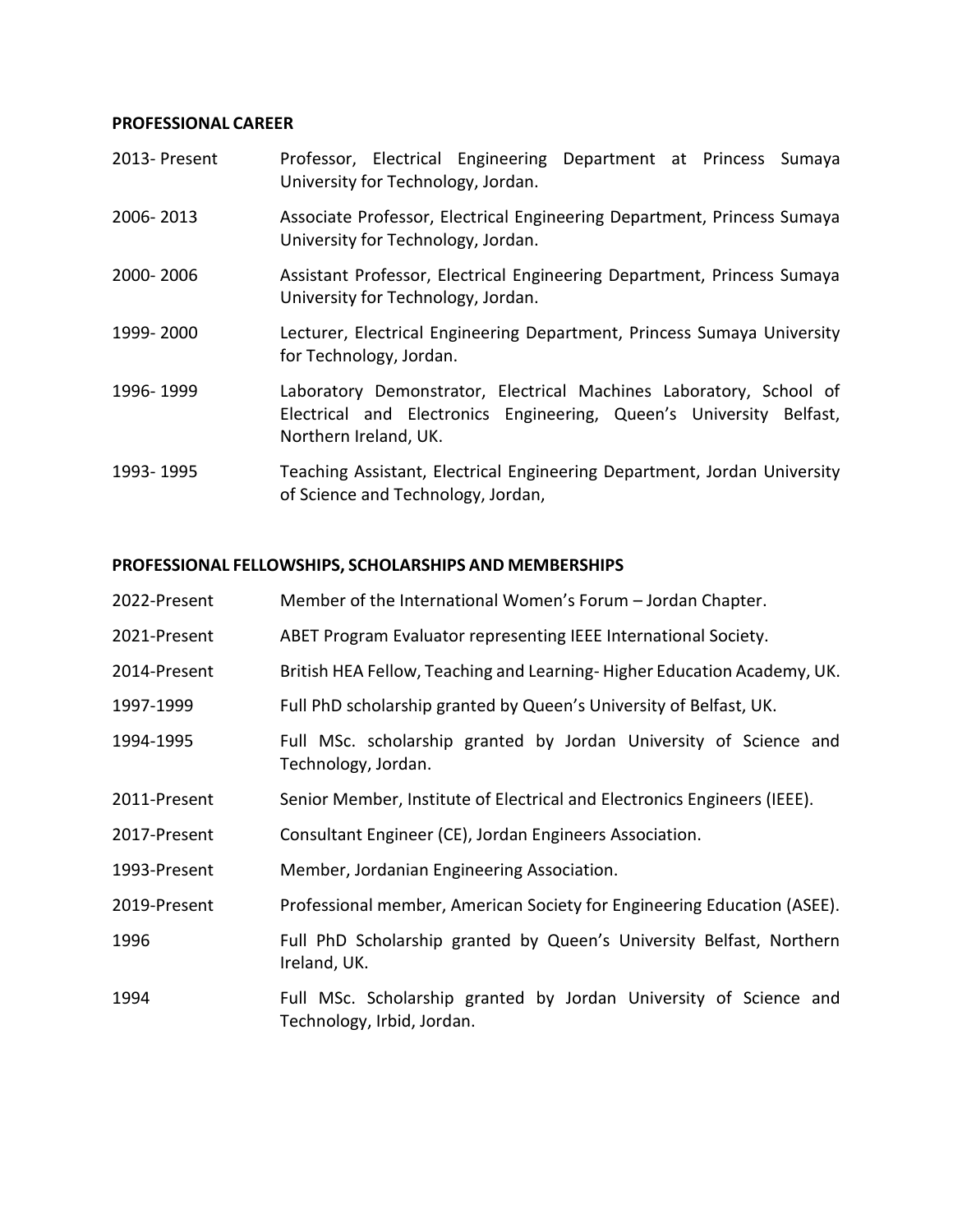## PROFESSIONAL CAREER

| | |
|---|---|
| 2013- Present | Professor, Electrical Engineering Department at Princess Sumaya University for Technology, Jordan. |
| 2006- 2013 | Associate Professor, Electrical Engineering Department, Princess Sumaya University for Technology, Jordan. |
| 2000- 2006 | Assistant Professor, Electrical Engineering Department, Princess Sumaya University for Technology, Jordan. |
| 1999- 2000 | Lecturer, Electrical Engineering Department, Princess Sumaya University for Technology, Jordan. |
| 1996- 1999 | Laboratory Demonstrator, Electrical Machines Laboratory, School of Electrical and Electronics Engineering, Queen's University Belfast, Northern Ireland, UK. |
| 1993- 1995 | Teaching Assistant, Electrical Engineering Department, Jordan University of Science and Technology, Jordan, |

## PROFESSIONAL FELLOWSHIPS, SCHOLARSHIPS AND MEMBERSHIPS

| | |
|---|---|
| 2022-Present | Member of the International Women's Forum – Jordan Chapter. |
| 2021-Present | ABET Program Evaluator representing IEEE International Society. |
| 2014-Present | British HEA Fellow, Teaching and Learning- Higher Education Academy, UK. |
| 1997-1999 | Full PhD scholarship granted by Queen's University of Belfast, UK. |
| 1994-1995 | Full MSc. scholarship granted by Jordan University of Science and Technology, Jordan. |
| 2011-Present | Senior Member, Institute of Electrical and Electronics Engineers (IEEE). |
| 2017-Present | Consultant Engineer (CE), Jordan Engineers Association. |
| 1993-Present | Member, Jordanian Engineering Association. |
| 2019-Present | Professional member, American Society for Engineering Education (ASEE). |
| 1996 | Full PhD Scholarship granted by Queen's University Belfast, Northern Ireland, UK. |
| 1994 | Full MSc. Scholarship granted by Jordan University of Science and Technology, Irbid, Jordan. |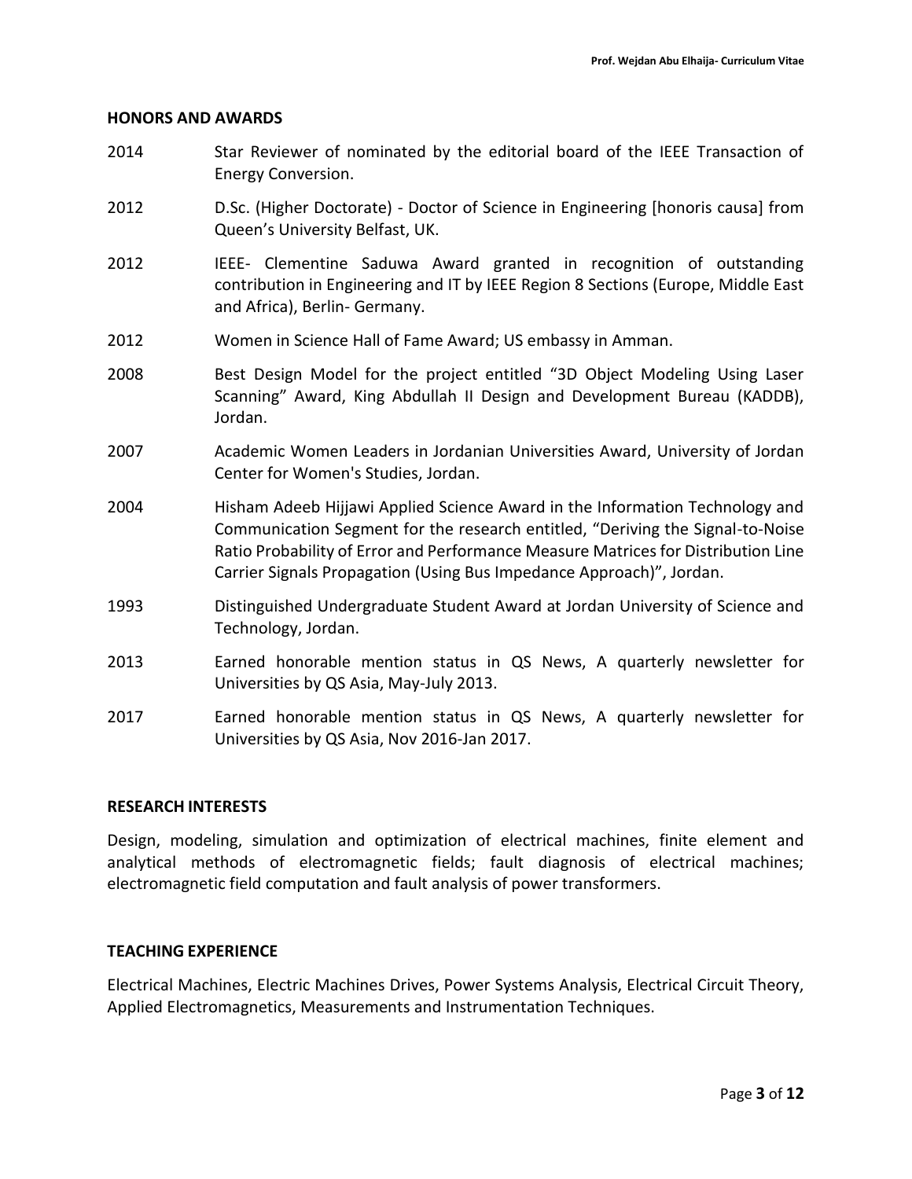## HONORS AND AWARDS

2014 Star Reviewer of nominated by the editorial board of the IEEE Transaction of Energy Conversion.

2012 D.Sc. (Higher Doctorate) - Doctor of Science in Engineering [honoris causa] from Queen's University Belfast, UK.

2012 IEEE- Clementine Saduwa Award granted in recognition of outstanding contribution in Engineering and IT by IEEE Region 8 Sections (Europe, Middle East and Africa), Berlin- Germany.

2012 Women in Science Hall of Fame Award; US embassy in Amman.

2008 Best Design Model for the project entitled "3D Object Modeling Using Laser Scanning" Award, King Abdullah II Design and Development Bureau (KADDB), Jordan.

2007 Academic Women Leaders in Jordanian Universities Award, University of Jordan Center for Women's Studies, Jordan.

2004 Hisham Adeeb Hijjawi Applied Science Award in the Information Technology and Communication Segment for the research entitled, "Deriving the Signal-to-Noise Ratio Probability of Error and Performance Measure Matrices for Distribution Line Carrier Signals Propagation (Using Bus Impedance Approach)", Jordan.

1993 Distinguished Undergraduate Student Award at Jordan University of Science and Technology, Jordan.

2013 Earned honorable mention status in QS News, A quarterly newsletter for Universities by QS Asia, May-July 2013.

2017 Earned honorable mention status in QS News, A quarterly newsletter for Universities by QS Asia, Nov 2016-Jan 2017.

## RESEARCH INTERESTS

Design, modeling, simulation and optimization of electrical machines, finite element and analytical methods of electromagnetic fields; fault diagnosis of electrical machines; electromagnetic field computation and fault analysis of power transformers.

## TEACHING EXPERIENCE

Electrical Machines, Electric Machines Drives, Power Systems Analysis, Electrical Circuit Theory, Applied Electromagnetics, Measurements and Instrumentation Techniques.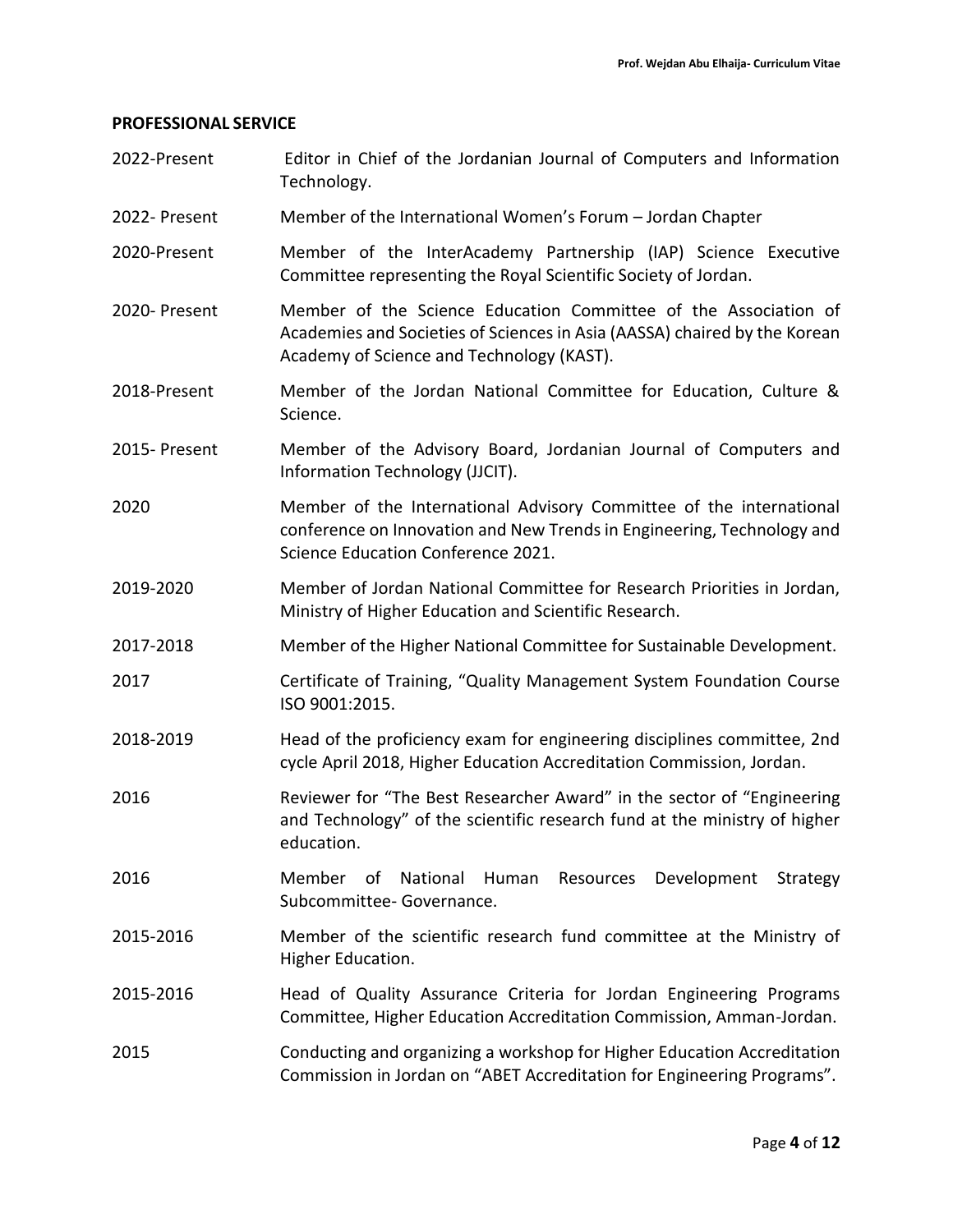## PROFESSIONAL SERVICE

| | |
|---|---|
| 2022-Present | Editor in Chief of the Jordanian Journal of Computers and Information Technology. |
| 2022- Present | Member of the International Women's Forum – Jordan Chapter |
| 2020-Present | Member of the InterAcademy Partnership (IAP) Science Executive Committee representing the Royal Scientific Society of Jordan. |
| 2020- Present | Member of the Science Education Committee of the Association of Academies and Societies of Sciences in Asia (AASSA) chaired by the Korean Academy of Science and Technology (KAST). |
| 2018-Present | Member of the Jordan National Committee for Education, Culture & Science. |
| 2015- Present | Member of the Advisory Board, Jordanian Journal of Computers and Information Technology (JJCIT). |
| 2020 | Member of the International Advisory Committee of the international conference on Innovation and New Trends in Engineering, Technology and Science Education Conference 2021. |
| 2019-2020 | Member of Jordan National Committee for Research Priorities in Jordan, Ministry of Higher Education and Scientific Research. |
| 2017-2018 | Member of the Higher National Committee for Sustainable Development. |
| 2017 | Certificate of Training, "Quality Management System Foundation Course ISO 9001:2015. |
| 2018-2019 | Head of the proficiency exam for engineering disciplines committee, 2nd cycle April 2018, Higher Education Accreditation Commission, Jordan. |
| 2016 | Reviewer for "The Best Researcher Award" in the sector of "Engineering and Technology" of the scientific research fund at the ministry of higher education. |
| 2016 | Member of National Human Resources Development Strategy Subcommittee- Governance. |
| 2015-2016 | Member of the scientific research fund committee at the Ministry of Higher Education. |
| 2015-2016 | Head of Quality Assurance Criteria for Jordan Engineering Programs Committee, Higher Education Accreditation Commission, Amman-Jordan. |
| 2015 | Conducting and organizing a workshop for Higher Education Accreditation Commission in Jordan on "ABET Accreditation for Engineering Programs". |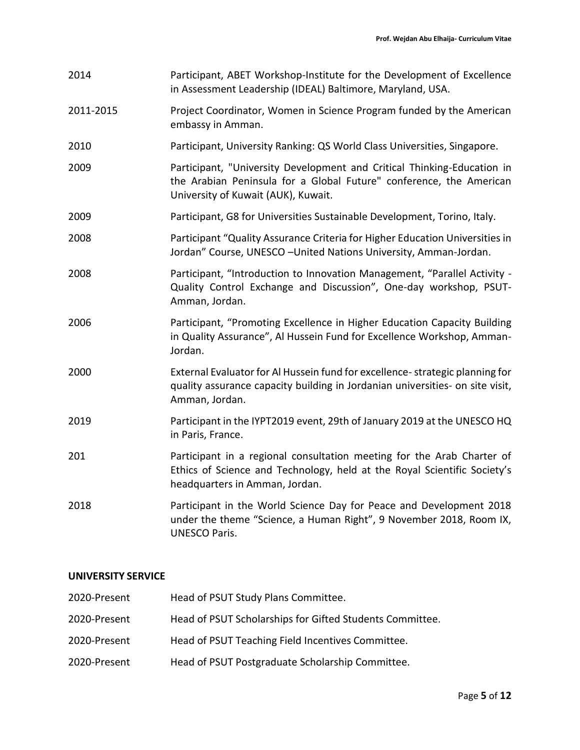| | |
|---|---|
| 2014 | Participant, ABET Workshop-Institute for the Development of Excellence in Assessment Leadership (IDEAL) Baltimore, Maryland, USA. |
| 2011-2015 | Project Coordinator, Women in Science Program funded by the American embassy in Amman. |
| 2010 | Participant, University Ranking: QS World Class Universities, Singapore. |
| 2009 | Participant, "University Development and Critical Thinking-Education in the Arabian Peninsula for a Global Future" conference, the American University of Kuwait (AUK), Kuwait. |
| 2009 | Participant, G8 for Universities Sustainable Development, Torino, Italy. |
| 2008 | Participant "Quality Assurance Criteria for Higher Education Universities in Jordan" Course, UNESCO –United Nations University, Amman-Jordan. |
| 2008 | Participant, "Introduction to Innovation Management, "Parallel Activity - Quality Control Exchange and Discussion", One-day workshop, PSUT-Amman, Jordan. |
| 2006 | Participant, "Promoting Excellence in Higher Education Capacity Building in Quality Assurance", Al Hussein Fund for Excellence Workshop, Amman-Jordan. |
| 2000 | External Evaluator for Al Hussein fund for excellence- strategic planning for quality assurance capacity building in Jordanian universities- on site visit, Amman, Jordan. |
| 2019 | Participant in the IYPT2019 event, 29th of January 2019 at the UNESCO HQ in Paris, France. |
| 201 | Participant in a regional consultation meeting for the Arab Charter of Ethics of Science and Technology, held at the Royal Scientific Society's headquarters in Amman, Jordan. |
| 2018 | Participant in the World Science Day for Peace and Development 2018 under the theme "Science, a Human Right", 9 November 2018, Room IX, UNESCO Paris. |

**UNIVERSITY SERVICE**

| | |
|---|---|
| 2020-Present | Head of PSUT Study Plans Committee. |
| 2020-Present | Head of PSUT Scholarships for Gifted Students Committee. |
| 2020-Present | Head of PSUT Teaching Field Incentives Committee. |
| 2020-Present | Head of PSUT Postgraduate Scholarship Committee. |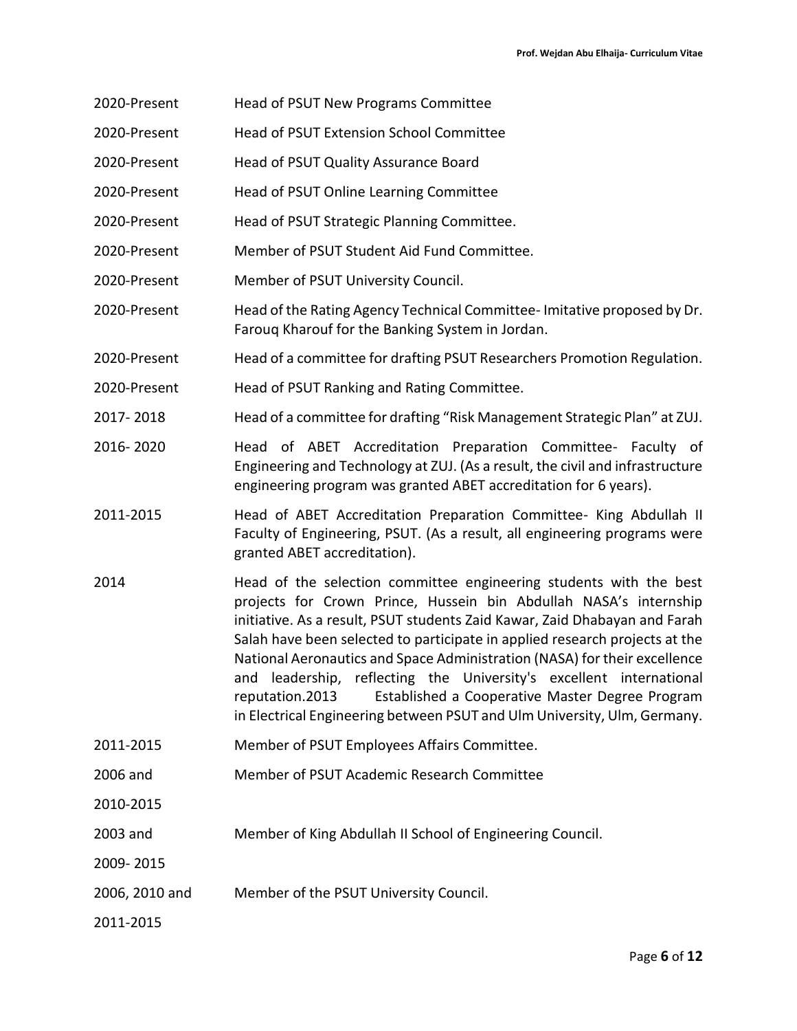| | |
|---|---|
| 2020-Present | Head of PSUT New Programs Committee |
| 2020-Present | Head of PSUT Extension School Committee |
| 2020-Present | Head of PSUT Quality Assurance Board |
| 2020-Present | Head of PSUT Online Learning Committee |
| 2020-Present | Head of PSUT Strategic Planning Committee. |
| 2020-Present | Member of PSUT Student Aid Fund Committee. |
| 2020-Present | Member of PSUT University Council. |
| 2020-Present | Head of the Rating Agency Technical Committee- Imitative proposed by Dr. Farouq Kharouf for the Banking System in Jordan. |
| 2020-Present | Head of a committee for drafting PSUT Researchers Promotion Regulation. |
| 2020-Present | Head of PSUT Ranking and Rating Committee. |
| 2017- 2018 | Head of a committee for drafting "Risk Management Strategic Plan" at ZUJ. |
| 2016- 2020 | Head of ABET Accreditation Preparation Committee- Faculty of Engineering and Technology at ZUJ. (As a result, the civil and infrastructure engineering program was granted ABET accreditation for 6 years). |
| 2011-2015 | Head of ABET Accreditation Preparation Committee- King Abdullah II Faculty of Engineering, PSUT. (As a result, all engineering programs were granted ABET accreditation). |
| 2014 | Head of the selection committee engineering students with the best projects for Crown Prince, Hussein bin Abdullah NASA's internship initiative. As a result, PSUT students Zaid Kawar, Zaid Dhabayan and Farah Salah have been selected to participate in applied research projects at the National Aeronautics and Space Administration (NASA) for their excellence and leadership, reflecting the University's excellent international reputation.2013 Established a Cooperative Master Degree Program in Electrical Engineering between PSUT and Ulm University, Ulm, Germany. |
| 2011-2015 | Member of PSUT Employees Affairs Committee. |
| 2006 and 2010-2015 | Member of PSUT Academic Research Committee |
| 2003 and 2009- 2015 | Member of King Abdullah II School of Engineering Council. |
| 2006, 2010 and 2011-2015 | Member of the PSUT University Council. |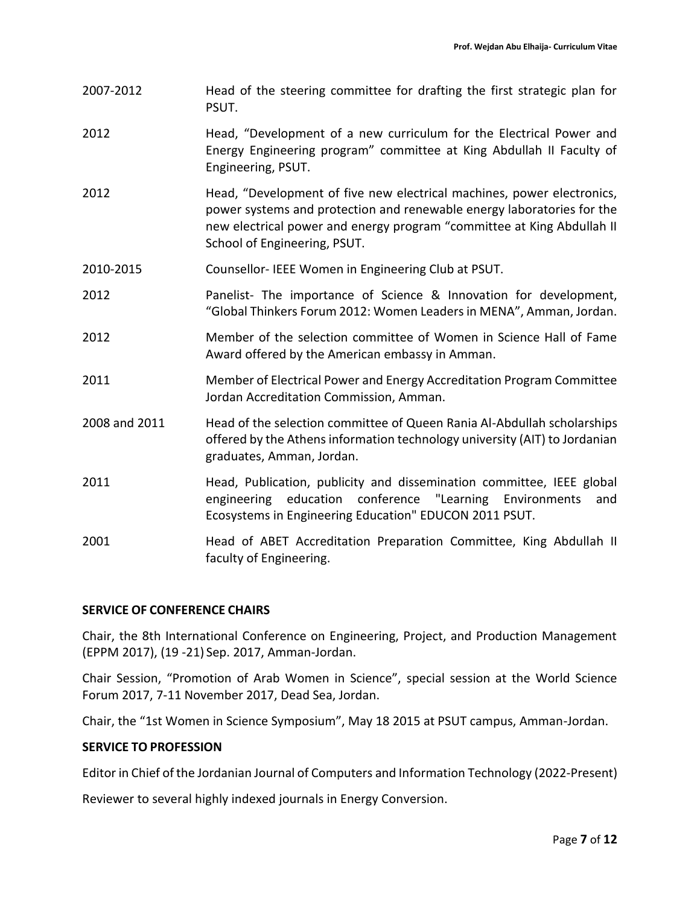| | |
|---|---|
| 2007-2012 | Head of the steering committee for drafting the first strategic plan for PSUT. |
| 2012 | Head, "Development of a new curriculum for the Electrical Power and Energy Engineering program" committee at King Abdullah II Faculty of Engineering, PSUT. |
| 2012 | Head, "Development of five new electrical machines, power electronics, power systems and protection and renewable energy laboratories for the new electrical power and energy program "committee at King Abdullah II School of Engineering, PSUT. |
| 2010-2015 | Counsellor- IEEE Women in Engineering Club at PSUT. |
| 2012 | Panelist- The importance of Science & Innovation for development, "Global Thinkers Forum 2012: Women Leaders in MENA", Amman, Jordan. |
| 2012 | Member of the selection committee of Women in Science Hall of Fame Award offered by the American embassy in Amman. |
| 2011 | Member of Electrical Power and Energy Accreditation Program Committee Jordan Accreditation Commission, Amman. |
| 2008 and 2011 | Head of the selection committee of Queen Rania Al-Abdullah scholarships offered by the Athens information technology university (AIT) to Jordanian graduates, Amman, Jordan. |
| 2011 | Head, Publication, publicity and dissemination committee, IEEE global engineering education conference "Learning Environments and Ecosystems in Engineering Education" EDUCON 2011 PSUT. |
| 2001 | Head of ABET Accreditation Preparation Committee, King Abdullah II faculty of Engineering. |

**SERVICE OF CONFERENCE CHAIRS**

Chair, the 8th International Conference on Engineering, Project, and Production Management (EPPM 2017), (19 -21) Sep. 2017, Amman-Jordan.

Chair Session, "Promotion of Arab Women in Science", special session at the World Science Forum 2017, 7-11 November 2017, Dead Sea, Jordan.

Chair, the "1st Women in Science Symposium", May 18 2015 at PSUT campus, Amman-Jordan.

**SERVICE TO PROFESSION**

Editor in Chief of the Jordanian Journal of Computers and Information Technology (2022-Present)

Reviewer to several highly indexed journals in Energy Conversion.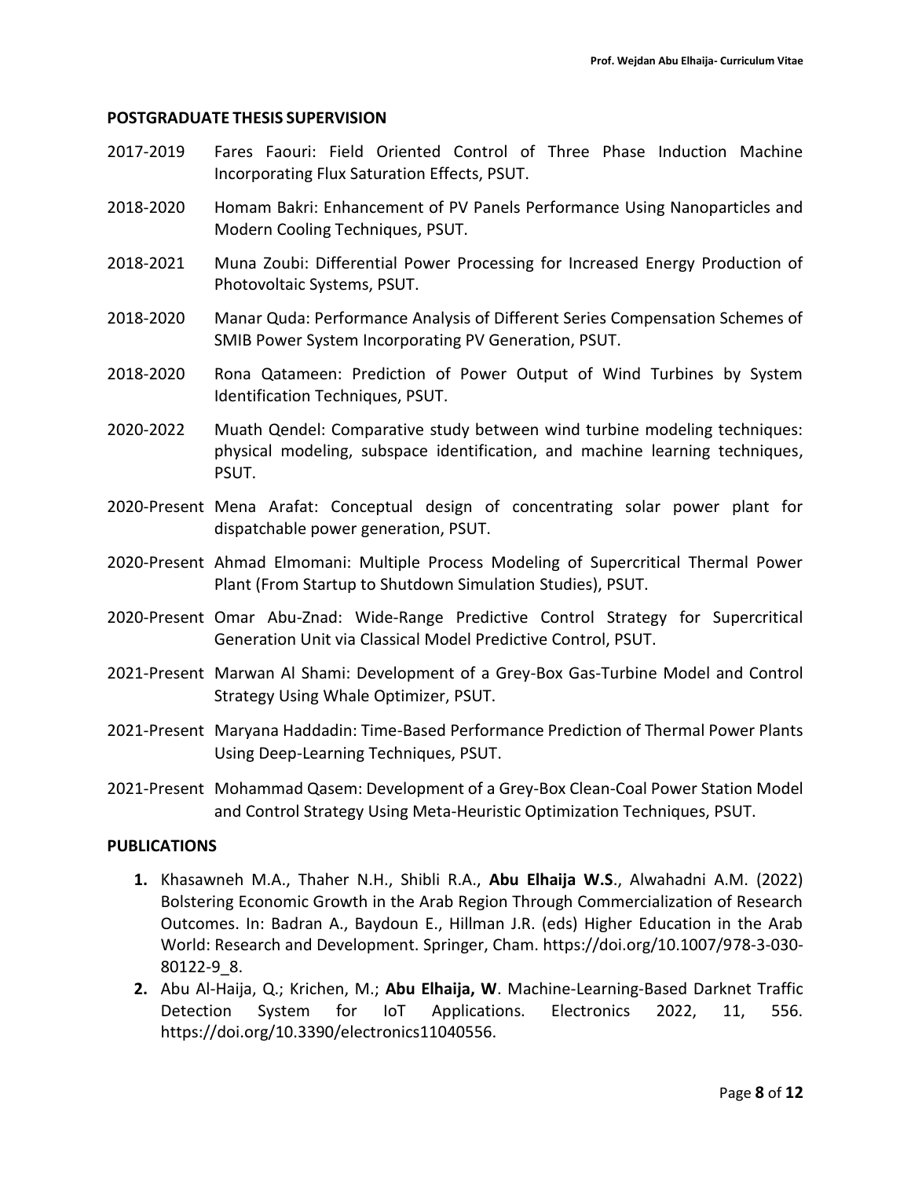## POSTGRADUATE THESIS SUPERVISION

2017-2019 Fares Faouri: Field Oriented Control of Three Phase Induction Machine Incorporating Flux Saturation Effects, PSUT.

2018-2020 Homam Bakri: Enhancement of PV Panels Performance Using Nanoparticles and Modern Cooling Techniques, PSUT.

2018-2021 Muna Zoubi: Differential Power Processing for Increased Energy Production of Photovoltaic Systems, PSUT.

2018-2020 Manar Quda: Performance Analysis of Different Series Compensation Schemes of SMIB Power System Incorporating PV Generation, PSUT.

2018-2020 Rona Qatameen: Prediction of Power Output of Wind Turbines by System Identification Techniques, PSUT.

2020-2022 Muath Qendel: Comparative study between wind turbine modeling techniques: physical modeling, subspace identification, and machine learning techniques, PSUT.

2020-Present Mena Arafat: Conceptual design of concentrating solar power plant for dispatchable power generation, PSUT.

2020-Present Ahmad Elmomani: Multiple Process Modeling of Supercritical Thermal Power Plant (From Startup to Shutdown Simulation Studies), PSUT.

2020-Present Omar Abu-Znad: Wide-Range Predictive Control Strategy for Supercritical Generation Unit via Classical Model Predictive Control, PSUT.

2021-Present Marwan Al Shami: Development of a Grey-Box Gas-Turbine Model and Control Strategy Using Whale Optimizer, PSUT.

2021-Present Maryana Haddadin: Time-Based Performance Prediction of Thermal Power Plants Using Deep-Learning Techniques, PSUT.

2021-Present Mohammad Qasem: Development of a Grey-Box Clean-Coal Power Station Model and Control Strategy Using Meta-Heuristic Optimization Techniques, PSUT.

## PUBLICATIONS

1. Khasawneh M.A., Thaher N.H., Shibli R.A., **Abu Elhaija W.S**., Alwahadni A.M. (2022) Bolstering Economic Growth in the Arab Region Through Commercialization of Research Outcomes. In: Badran A., Baydoun E., Hillman J.R. (eds) Higher Education in the Arab World: Research and Development. Springer, Cham. https://doi.org/10.1007/978-3-030-80122-9_8.
2. Abu Al-Haija, Q.; Krichen, M.; **Abu Elhaija, W**. Machine-Learning-Based Darknet Traffic Detection System for IoT Applications. Electronics 2022, 11, 556. https://doi.org/10.3390/electronics11040556.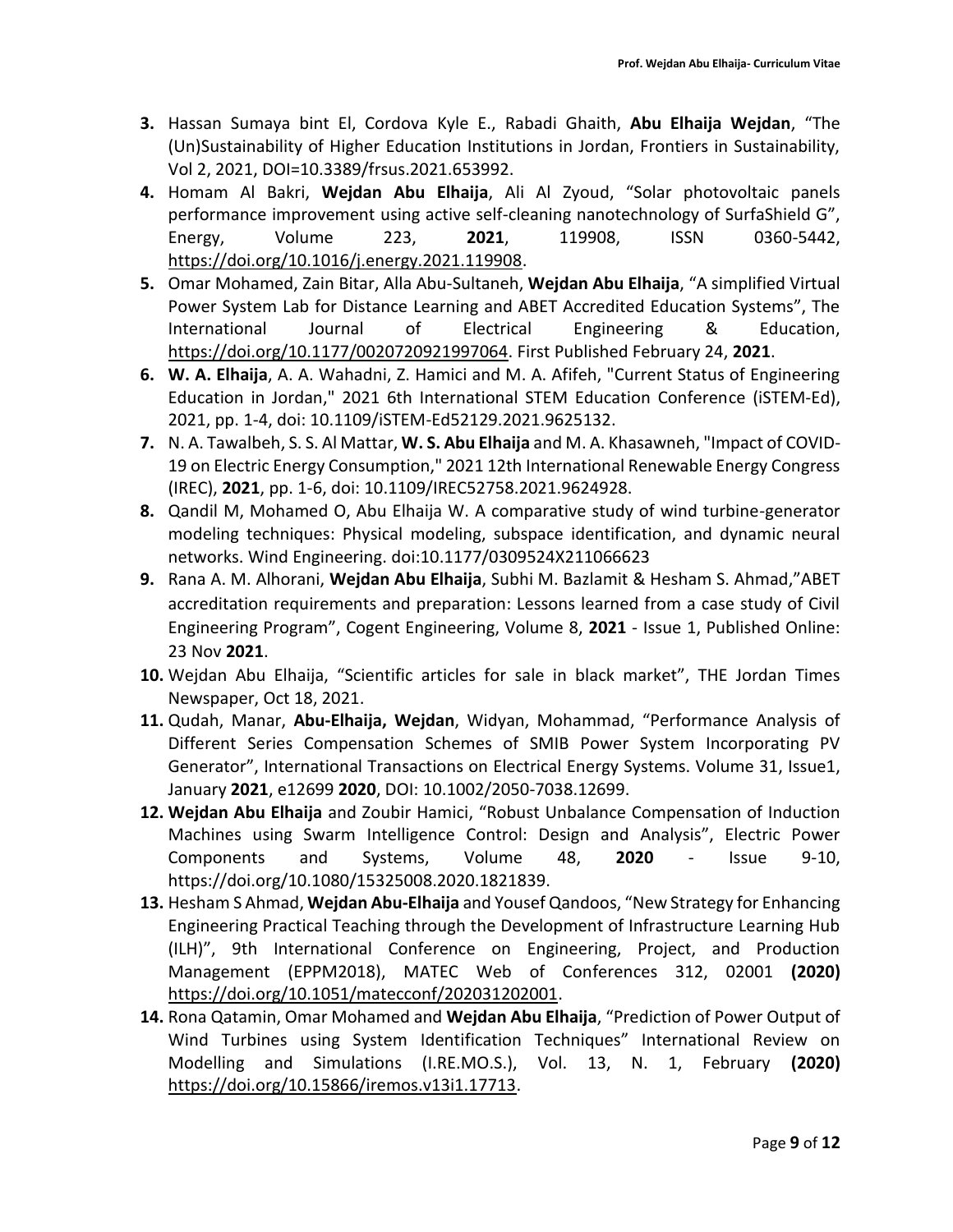3. Hassan Sumaya bint El, Cordova Kyle E., Rabadi Ghaith, **Abu Elhaija Wejdan**, "The (Un)Sustainability of Higher Education Institutions in Jordan, Frontiers in Sustainability, Vol 2, 2021, DOI=10.3389/frsus.2021.653992.
4. Homam Al Bakri, **Wejdan Abu Elhaija**, Ali Al Zyoud, "Solar photovoltaic panels performance improvement using active self-cleaning nanotechnology of SurfaShield G", Energy, Volume 223, **2021**, 119908, ISSN 0360-5442, https://doi.org/10.1016/j.energy.2021.119908.
5. Omar Mohamed, Zain Bitar, Alla Abu-Sultaneh, **Wejdan Abu Elhaija**, "A simplified Virtual Power System Lab for Distance Learning and ABET Accredited Education Systems", The International Journal of Electrical Engineering & Education, https://doi.org/10.1177/0020720921997064. First Published February 24, **2021**.
6. **W. A. Elhaija**, A. A. Wahadni, Z. Hamici and M. A. Afifeh, "Current Status of Engineering Education in Jordan," 2021 6th International STEM Education Conference (iSTEM-Ed), 2021, pp. 1-4, doi: 10.1109/iSTEM-Ed52129.2021.9625132.
7. N. A. Tawalbeh, S. S. Al Mattar, **W. S. Abu Elhaija** and M. A. Khasawneh, "Impact of COVID-19 on Electric Energy Consumption," 2021 12th International Renewable Energy Congress (IREC), **2021**, pp. 1-6, doi: 10.1109/IREC52758.2021.9624928.
8. Qandil M, Mohamed O, Abu Elhaija W. A comparative study of wind turbine-generator modeling techniques: Physical modeling, subspace identification, and dynamic neural networks. Wind Engineering. doi:10.1177/0309524X211066623
9. Rana A. M. Alhorani, **Wejdan Abu Elhaija**, Subhi M. Bazlamit & Hesham S. Ahmad,"ABET accreditation requirements and preparation: Lessons learned from a case study of Civil Engineering Program", Cogent Engineering, Volume 8, **2021** - Issue 1, Published Online: 23 Nov **2021**.
10. Wejdan Abu Elhaija, "Scientific articles for sale in black market", THE Jordan Times Newspaper, Oct 18, 2021.
11. Qudah, Manar, **Abu-Elhaija, Wejdan**, Widyan, Mohammad, "Performance Analysis of Different Series Compensation Schemes of SMIB Power System Incorporating PV Generator", International Transactions on Electrical Energy Systems. Volume 31, Issue1, January **2021**, e12699 **2020**, DOI: 10.1002/2050-7038.12699.
12. **Wejdan Abu Elhaija** and Zoubir Hamici, "Robust Unbalance Compensation of Induction Machines using Swarm Intelligence Control: Design and Analysis", Electric Power Components and Systems, Volume 48, **2020** - Issue 9-10, https://doi.org/10.1080/15325008.2020.1821839.
13. Hesham S Ahmad, **Wejdan Abu-Elhaija** and Yousef Qandoos, "New Strategy for Enhancing Engineering Practical Teaching through the Development of Infrastructure Learning Hub (ILH)", 9th International Conference on Engineering, Project, and Production Management (EPPM2018), MATEC Web of Conferences 312, 02001 **(2020)** https://doi.org/10.1051/matecconf/202031202001.
14. Rona Qatamin, Omar Mohamed and **Wejdan Abu Elhaija**, "Prediction of Power Output of Wind Turbines using System Identification Techniques" International Review on Modelling and Simulations (I.RE.MO.S.), Vol. 13, N. 1, February **(2020)** https://doi.org/10.15866/iremos.v13i1.17713.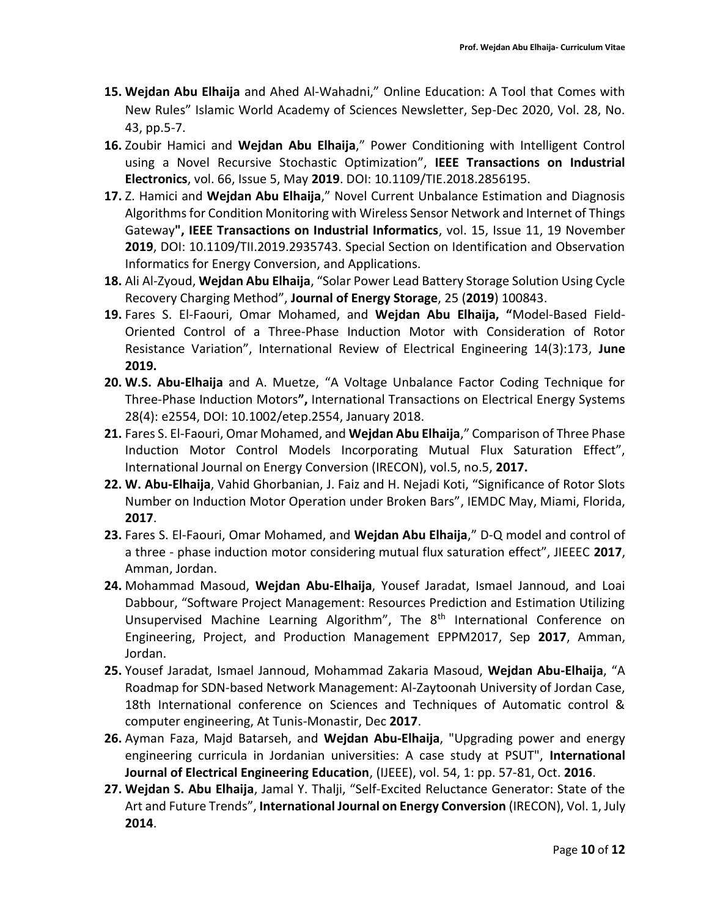15. **Wejdan Abu Elhaija** and Ahed Al-Wahadni," Online Education: A Tool that Comes with New Rules" Islamic World Academy of Sciences Newsletter, Sep-Dec 2020, Vol. 28, No. 43, pp.5-7.
16. Zoubir Hamici and **Wejdan Abu Elhaija**," Power Conditioning with Intelligent Control using a Novel Recursive Stochastic Optimization", **IEEE Transactions on Industrial Electronics**, vol. 66, Issue 5, May **2019**. DOI: 10.1109/TIE.2018.2856195.
17. Z. Hamici and **Wejdan Abu Elhaija**," Novel Current Unbalance Estimation and Diagnosis Algorithms for Condition Monitoring with Wireless Sensor Network and Internet of Things Gateway**", IEEE Transactions on Industrial Informatics**, vol. 15, Issue 11, 19 November **2019**, DOI: 10.1109/TII.2019.2935743. Special Section on Identification and Observation Informatics for Energy Conversion, and Applications.
18. Ali Al-Zyoud, **Wejdan Abu Elhaija**, "Solar Power Lead Battery Storage Solution Using Cycle Recovery Charging Method", **Journal of Energy Storage**, 25 (**2019**) 100843.
19. Fares S. El-Faouri, Omar Mohamed, and **Wejdan Abu Elhaija, "**Model-Based Field-Oriented Control of a Three-Phase Induction Motor with Consideration of Rotor Resistance Variation", International Review of Electrical Engineering 14(3):173, **June 2019.**
20. **W.S. Abu-Elhaija** and A. Muetze, "A Voltage Unbalance Factor Coding Technique for Three-Phase Induction Motors**",** International Transactions on Electrical Energy Systems 28(4): e2554, DOI: 10.1002/etep.2554, January 2018.
21. Fares S. El-Faouri, Omar Mohamed, and **Wejdan Abu Elhaija**," Comparison of Three Phase Induction Motor Control Models Incorporating Mutual Flux Saturation Effect", International Journal on Energy Conversion (IRECON), vol.5, no.5, **2017.**
22. **W. Abu-Elhaija**, Vahid Ghorbanian, J. Faiz and H. Nejadi Koti, "Significance of Rotor Slots Number on Induction Motor Operation under Broken Bars", IEMDC May, Miami, Florida, **2017**.
23. Fares S. El-Faouri, Omar Mohamed, and **Wejdan Abu Elhaija**," D-Q model and control of a three - phase induction motor considering mutual flux saturation effect", JIEEEC **2017**, Amman, Jordan.
24. Mohammad Masoud, **Wejdan Abu-Elhaija**, Yousef Jaradat, Ismael Jannoud, and Loai Dabbour, "Software Project Management: Resources Prediction and Estimation Utilizing Unsupervised Machine Learning Algorithm", The 8th International Conference on Engineering, Project, and Production Management EPPM2017, Sep **2017**, Amman, Jordan.
25. Yousef Jaradat, Ismael Jannoud, Mohammad Zakaria Masoud, **Wejdan Abu-Elhaija**, "A Roadmap for SDN-based Network Management: Al-Zaytoonah University of Jordan Case, 18th International conference on Sciences and Techniques of Automatic control & computer engineering, At Tunis-Monastir, Dec **2017**.
26. Ayman Faza, Majd Batarseh, and **Wejdan Abu-Elhaija**, "Upgrading power and energy engineering curricula in Jordanian universities: A case study at PSUT", **International Journal of Electrical Engineering Education**, (IJEEE), vol. 54, 1: pp. 57-81, Oct. **2016**.
27. **Wejdan S. Abu Elhaija**, Jamal Y. Thalji, "Self-Excited Reluctance Generator: State of the Art and Future Trends", **International Journal on Energy Conversion** (IRECON), Vol. 1, July **2014**.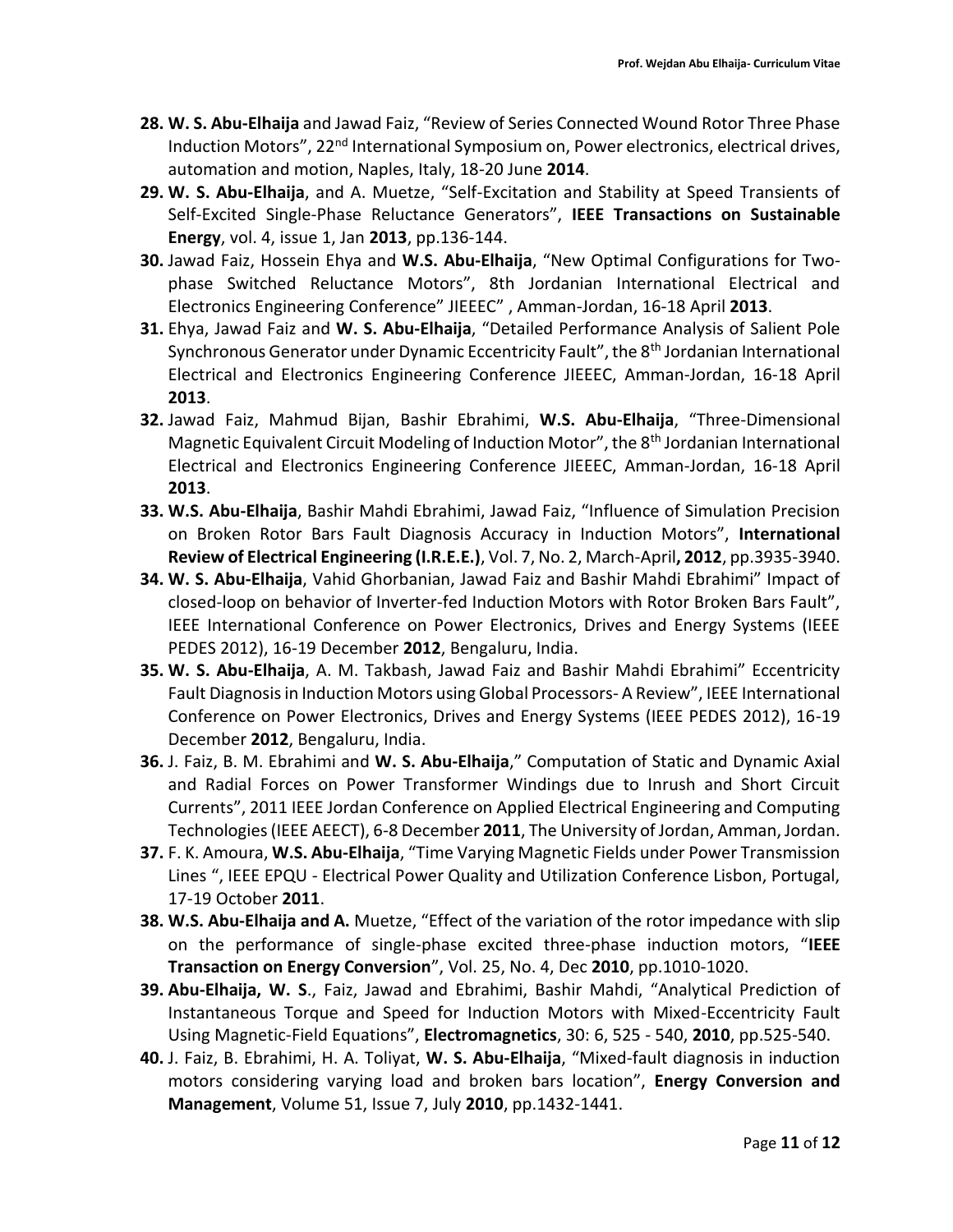28. **W. S. Abu-Elhaija** and Jawad Faiz, “Review of Series Connected Wound Rotor Three Phase Induction Motors”, 22nd International Symposium on, Power electronics, electrical drives, automation and motion, Naples, Italy, 18-20 June **2014**.
29. **W. S. Abu-Elhaija**, and A. Muetze, “Self-Excitation and Stability at Speed Transients of Self-Excited Single-Phase Reluctance Generators”, **IEEE Transactions on Sustainable Energy**, vol. 4, issue 1, Jan **2013**, pp.136-144.
30. Jawad Faiz, Hossein Ehya and **W.S. Abu-Elhaija**, “New Optimal Configurations for Two-phase Switched Reluctance Motors”, 8th Jordanian International Electrical and Electronics Engineering Conference” JIEEEC” , Amman-Jordan, 16-18 April **2013**.
31. Ehya, Jawad Faiz and **W. S. Abu-Elhaija**, “Detailed Performance Analysis of Salient Pole Synchronous Generator under Dynamic Eccentricity Fault”, the 8th Jordanian International Electrical and Electronics Engineering Conference JIEEEC, Amman-Jordan, 16-18 April **2013**.
32. Jawad Faiz, Mahmud Bijan, Bashir Ebrahimi, **W.S. Abu-Elhaija**, “Three-Dimensional Magnetic Equivalent Circuit Modeling of Induction Motor”, the 8th Jordanian International Electrical and Electronics Engineering Conference JIEEEC, Amman-Jordan, 16-18 April **2013**.
33. **W.S. Abu-Elhaija**, Bashir Mahdi Ebrahimi, Jawad Faiz, “Influence of Simulation Precision on Broken Rotor Bars Fault Diagnosis Accuracy in Induction Motors”, **International Review of Electrical Engineering (I.R.E.E.)**, Vol. 7, No. 2, March-April**, 2012**, pp.3935-3940.
34. **W. S. Abu-Elhaija**, Vahid Ghorbanian, Jawad Faiz and Bashir Mahdi Ebrahimi” Impact of closed-loop on behavior of Inverter-fed Induction Motors with Rotor Broken Bars Fault”, IEEE International Conference on Power Electronics, Drives and Energy Systems (IEEE PEDES 2012), 16-19 December **2012**, Bengaluru, India.
35. **W. S. Abu-Elhaija**, A. M. Takbash, Jawad Faiz and Bashir Mahdi Ebrahimi” Eccentricity Fault Diagnosis in Induction Motors using Global Processors- A Review”, IEEE International Conference on Power Electronics, Drives and Energy Systems (IEEE PEDES 2012), 16-19 December **2012**, Bengaluru, India.
36. J. Faiz, B. M. Ebrahimi and **W. S. Abu-Elhaija**,” Computation of Static and Dynamic Axial and Radial Forces on Power Transformer Windings due to Inrush and Short Circuit Currents”, 2011 IEEE Jordan Conference on Applied Electrical Engineering and Computing Technologies (IEEE AEECT), 6-8 December **2011**, The University of Jordan, Amman, Jordan.
37. F. K. Amoura, **W.S. Abu-Elhaija**, “Time Varying Magnetic Fields under Power Transmission Lines “, IEEE EPQU - Electrical Power Quality and Utilization Conference Lisbon, Portugal, 17-19 October **2011**.
38. **W.S. Abu-Elhaija and A.** Muetze, “Effect of the variation of the rotor impedance with slip on the performance of single-phase excited three-phase induction motors, “**IEEE Transaction on Energy Conversion**”, Vol. 25, No. 4, Dec **2010**, pp.1010-1020.
39. **Abu-Elhaija, W. S**., Faiz, Jawad and Ebrahimi, Bashir Mahdi, “Analytical Prediction of Instantaneous Torque and Speed for Induction Motors with Mixed-Eccentricity Fault Using Magnetic-Field Equations”, **Electromagnetics**, 30: 6, 525 - 540, **2010**, pp.525-540.
40. J. Faiz, B. Ebrahimi, H. A. Toliyat, **W. S. Abu-Elhaija**, “Mixed-fault diagnosis in induction motors considering varying load and broken bars location”, **Energy Conversion and Management**, Volume 51, Issue 7, July **2010**, pp.1432-1441.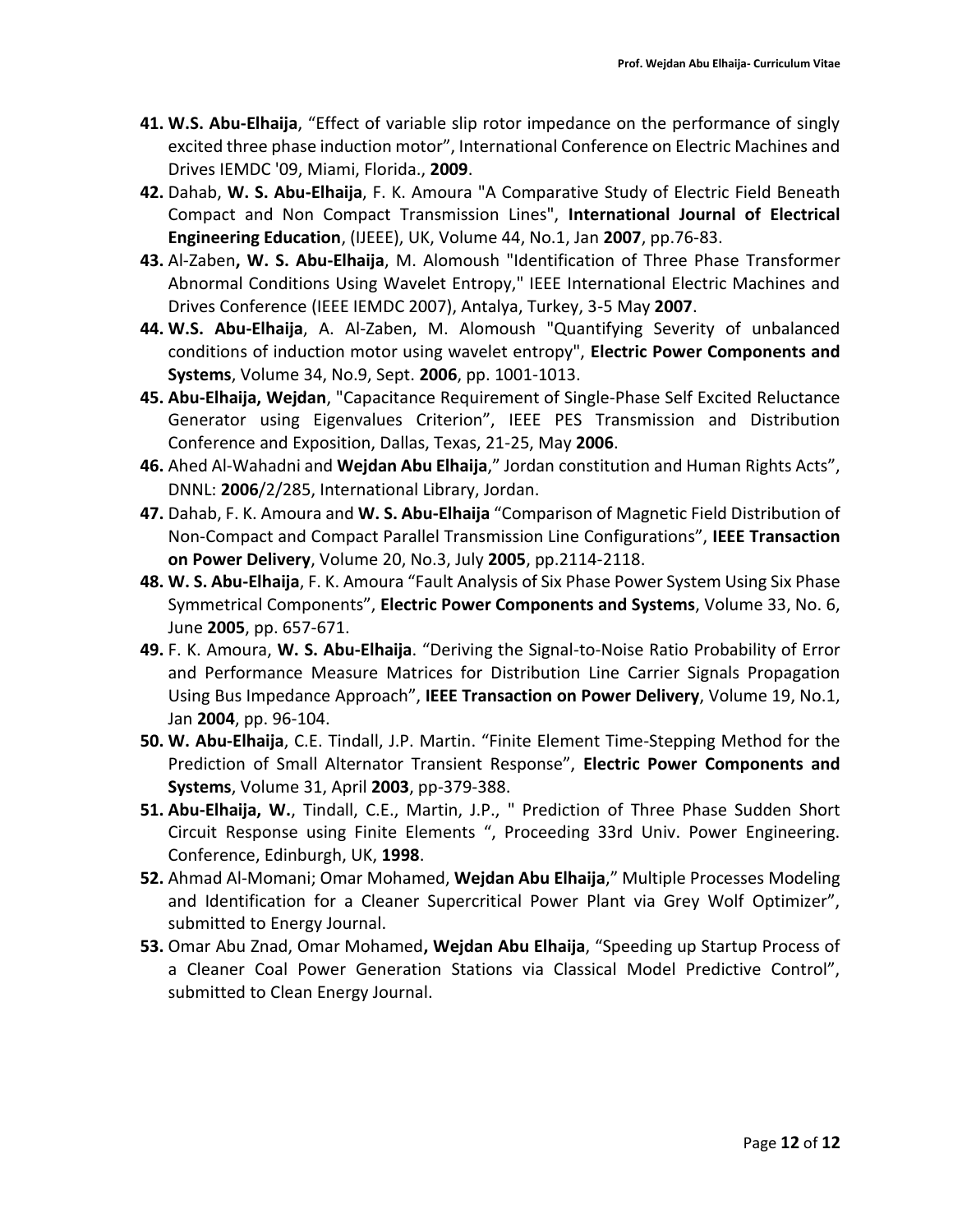41. **W.S. Abu-Elhaija**, “Effect of variable slip rotor impedance on the performance of singly excited three phase induction motor”, International Conference on Electric Machines and Drives IEMDC '09, Miami, Florida., **2009**.
42. Dahab, **W. S. Abu-Elhaija**, F. K. Amoura "A Comparative Study of Electric Field Beneath Compact and Non Compact Transmission Lines", **International Journal of Electrical Engineering Education**, (IJEEE), UK, Volume 44, No.1, Jan **2007**, pp.76-83.
43. Al-Zaben**, W. S. Abu-Elhaija**, M. Alomoush "Identification of Three Phase Transformer Abnormal Conditions Using Wavelet Entropy," IEEE International Electric Machines and Drives Conference (IEEE IEMDC 2007), Antalya, Turkey, 3-5 May **2007**.
44. **W.S. Abu-Elhaija**, A. Al-Zaben, M. Alomoush "Quantifying Severity of unbalanced conditions of induction motor using wavelet entropy", **Electric Power Components and Systems**, Volume 34, No.9, Sept. **2006**, pp. 1001-1013.
45. **Abu-Elhaija, Wejdan**, "Capacitance Requirement of Single-Phase Self Excited Reluctance Generator using Eigenvalues Criterion", IEEE PES Transmission and Distribution Conference and Exposition, Dallas, Texas, 21-25, May **2006**.
46. Ahed Al-Wahadni and **Wejdan Abu Elhaija**,” Jordan constitution and Human Rights Acts”, DNNL: **2006**/2/285, International Library, Jordan.
47. Dahab, F. K. Amoura and **W. S. Abu-Elhaija** “Comparison of Magnetic Field Distribution of Non-Compact and Compact Parallel Transmission Line Configurations”, **IEEE Transaction on Power Delivery**, Volume 20, No.3, July **2005**, pp.2114-2118.
48. **W. S. Abu-Elhaija**, F. K. Amoura “Fault Analysis of Six Phase Power System Using Six Phase Symmetrical Components”, **Electric Power Components and Systems**, Volume 33, No. 6, June **2005**, pp. 657-671.
49. F. K. Amoura, **W. S. Abu-Elhaija**. “Deriving the Signal-to-Noise Ratio Probability of Error and Performance Measure Matrices for Distribution Line Carrier Signals Propagation Using Bus Impedance Approach”, **IEEE Transaction on Power Delivery**, Volume 19, No.1, Jan **2004**, pp. 96-104.
50. **W. Abu-Elhaija**, C.E. Tindall, J.P. Martin. “Finite Element Time-Stepping Method for the Prediction of Small Alternator Transient Response”, **Electric Power Components and Systems**, Volume 31, April **2003**, pp-379-388.
51. **Abu-Elhaija, W.**, Tindall, C.E., Martin, J.P., " Prediction of Three Phase Sudden Short Circuit Response using Finite Elements “, Proceeding 33rd Univ. Power Engineering. Conference, Edinburgh, UK, **1998**.
52. Ahmad Al-Momani; Omar Mohamed, **Wejdan Abu Elhaija**,” Multiple Processes Modeling and Identification for a Cleaner Supercritical Power Plant via Grey Wolf Optimizer”, submitted to Energy Journal.
53. Omar Abu Znad, Omar Mohamed**, Wejdan Abu Elhaija**, “Speeding up Startup Process of a Cleaner Coal Power Generation Stations via Classical Model Predictive Control”, submitted to Clean Energy Journal.